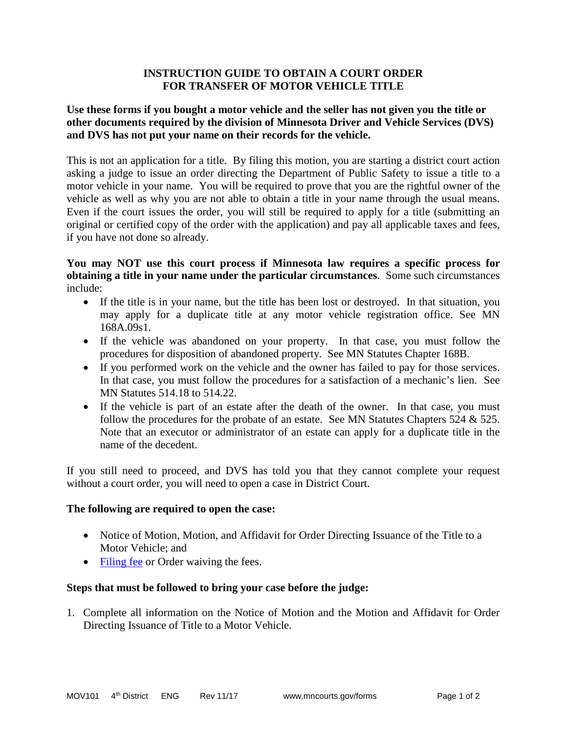# INSTRUCTION GUIDE TO OBTAIN A COURT ORDER FOR TRANSFER OF MOTOR VEHICLE TITLE

**Use these forms if you bought a motor vehicle and the seller has not given you the title or other documents required by the division of Minnesota Driver and Vehicle Services (DVS) and DVS has not put your name on their records for the vehicle.**

This is not an application for a title. By filing this motion, you are starting a district court action asking a judge to issue an order directing the Department of Public Safety to issue a title to a motor vehicle in your name. You will be required to prove that you are the rightful owner of the vehicle as well as why you are not able to obtain a title in your name through the usual means. Even if the court issues the order, you will still be required to apply for a title (submitting an original or certified copy of the order with the application) and pay all applicable taxes and fees, if you have not done so already.

**You may NOT use this court process if Minnesota law requires a specific process for obtaining a title in your name under the particular circumstances**. Some such circumstances include:

- If the title is in your name, but the title has been lost or destroyed. In that situation, you may apply for a duplicate title at any motor vehicle registration office. See MN 168A.09s1.
- If the vehicle was abandoned on your property. In that case, you must follow the procedures for disposition of abandoned property. See MN Statutes Chapter 168B.
- If you performed work on the vehicle and the owner has failed to pay for those services. In that case, you must follow the procedures for a satisfaction of a mechanic's lien. See MN Statutes 514.18 to 514.22.
- If the vehicle is part of an estate after the death of the owner. In that case, you must follow the procedures for the probate of an estate. See MN Statutes Chapters 524 & 525. Note that an executor or administrator of an estate can apply for a duplicate title in the name of the decedent.

If you still need to proceed, and DVS has told you that they cannot complete your request without a court order, you will need to open a case in District Court.

**The following are required to open the case:**

- Notice of Motion, Motion, and Affidavit for Order Directing Issuance of the Title to a Motor Vehicle; and
- Filing fee or Order waiving the fees.

**Steps that must be followed to bring your case before the judge:**

1. Complete all information on the Notice of Motion and the Motion and Affidavit for Order Directing Issuance of Title to a Motor Vehicle.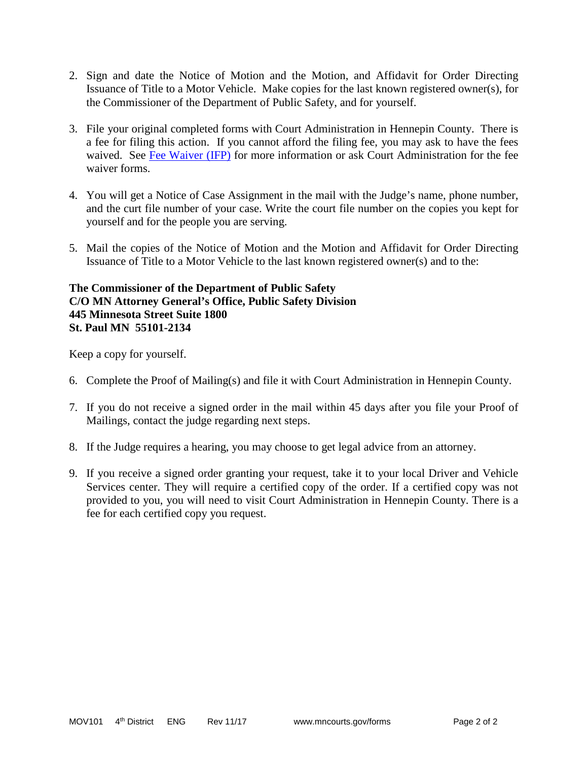2. Sign and date the Notice of Motion and the Motion, and Affidavit for Order Directing Issuance of Title to a Motor Vehicle. Make copies for the last known registered owner(s), for the Commissioner of the Department of Public Safety, and for yourself.

3. File your original completed forms with Court Administration in Hennepin County. There is a fee for filing this action. If you cannot afford the filing fee, you may ask to have the fees waived. See Fee Waiver (IFP) for more information or ask Court Administration for the fee waiver forms.

4. You will get a Notice of Case Assignment in the mail with the Judge's name, phone number, and the curt file number of your case. Write the court file number on the copies you kept for yourself and for the people you are serving.

5. Mail the copies of the Notice of Motion and the Motion and Affidavit for Order Directing Issuance of Title to a Motor Vehicle to the last known registered owner(s) and to the:

**The Commissioner of the Department of Public Safety**
**C/O MN Attorney General's Office, Public Safety Division**
**445 Minnesota Street Suite 1800**
**St. Paul MN 55101-2134**

Keep a copy for yourself.

6. Complete the Proof of Mailing(s) and file it with Court Administration in Hennepin County.

7. If you do not receive a signed order in the mail within 45 days after you file your Proof of Mailings, contact the judge regarding next steps.

8. If the Judge requires a hearing, you may choose to get legal advice from an attorney.

9. If you receive a signed order granting your request, take it to your local Driver and Vehicle Services center. They will require a certified copy of the order. If a certified copy was not provided to you, you will need to visit Court Administration in Hennepin County. There is a fee for each certified copy you request.